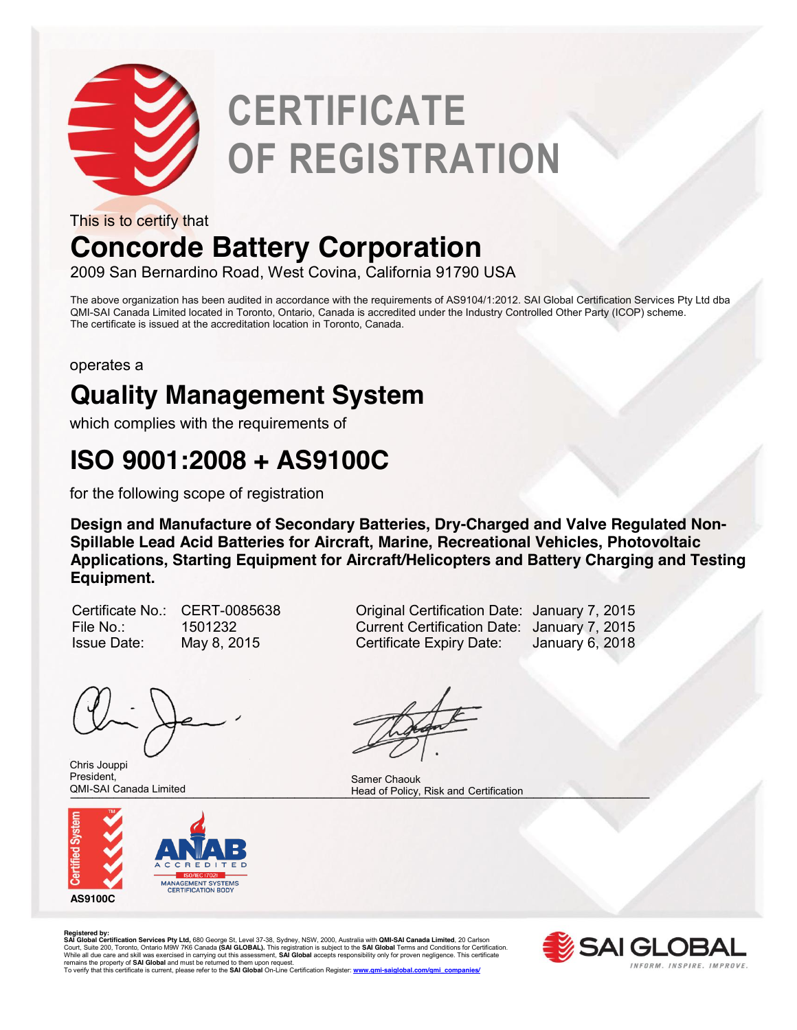# CERTIFICATE OF REGISTRATION

This is to certify that

## Concorde Battery Corporation

2009 San Bernardino Road, West Covina, California 91790 USA

The above organization has been audited in accordance with the requirements of AS9104/1:2012. SAI Global Certification Services Pty Ltd dba QMI-SAI Canada Limited located in Toronto, Ontario, Canada is accredited under the Industry Controlled Other Party (ICOP) scheme. The certificate is issued at the accreditation location in Toronto, Canada.

operates a

## Quality Management System

which complies with the requirements of

## ISO 9001:2008 + AS9100C

for the following scope of registration

**Design and Manufacture of Secondary Batteries, Dry-Charged and Valve Regulated Non-Spillable Lead Acid Batteries for Aircraft, Marine, Recreational Vehicles, Photovoltaic Applications, Starting Equipment for Aircraft/Helicopters and Battery Charging and Testing Equipment.**

| | | | |
|---|---|---|---|
| Certificate No.: | CERT-0085638 | Original Certification Date: | January 7, 2015 |
| File No.: | 1501232 | Current Certification Date: | January 7, 2015 |
| Issue Date: | May 8, 2015 | Certificate Expiry Date: | January 6, 2018 |

Chris Jouppi
President,
QMI-SAI Canada Limited

Samer Chaouk
Head of Policy, Risk and Certification

Certified System
AS9100C

ANAB ACCREDITED
ISO/IEC 17021
MANAGEMENT SYSTEMS CERTIFICATION BODY

Registered by:
**SAI Global Certification Services Pty Ltd,** 680 George St, Level 37-38, Sydney, NSW, 2000, Australia with **QMI-SAI Canada Limited**, 20 Carlson Court, Suite 200, Toronto, Ontario M9W 7K6 Canada **(SAI GLOBAL).** This registration is subject to the **SAI Global** Terms and Conditions for Certification. While all due care and skill was exercised in carrying out this assessment, **SAI Global** accepts responsibility only for proven negligence. This certificate remains the property of **SAI Global** and must be returned to them upon request.
To verify that this certificate is current, please refer to the **SAI Global** On-Line Certification Register: www.qmi-saiglobal.com/qmi_companies/

SAI GLOBAL
INFORM. INSPIRE. IMPROVE.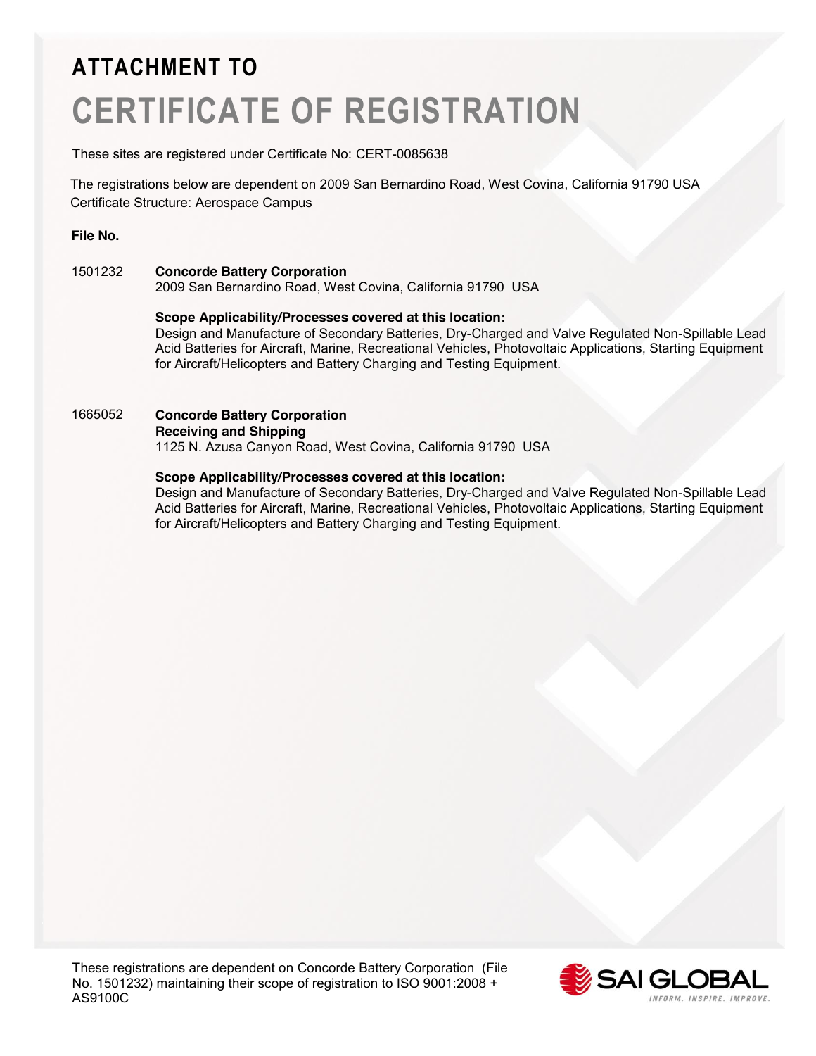# ATTACHMENT TO

# CERTIFICATE OF REGISTRATION

These sites are registered under Certificate No: CERT-0085638

The registrations below are dependent on 2009 San Bernardino Road, West Covina, California 91790 USA
Certificate Structure: Aerospace Campus

**File No.**

1501232 **Concorde Battery Corporation**
2009 San Bernardino Road, West Covina, California 91790 USA

**Scope Applicability/Processes covered at this location:**
Design and Manufacture of Secondary Batteries, Dry-Charged and Valve Regulated Non-Spillable Lead Acid Batteries for Aircraft, Marine, Recreational Vehicles, Photovoltaic Applications, Starting Equipment for Aircraft/Helicopters and Battery Charging and Testing Equipment.

1665052 **Concorde Battery Corporation**
**Receiving and Shipping**
1125 N. Azusa Canyon Road, West Covina, California 91790 USA

**Scope Applicability/Processes covered at this location:**
Design and Manufacture of Secondary Batteries, Dry-Charged and Valve Regulated Non-Spillable Lead Acid Batteries for Aircraft, Marine, Recreational Vehicles, Photovoltaic Applications, Starting Equipment for Aircraft/Helicopters and Battery Charging and Testing Equipment.

These registrations are dependent on Concorde Battery Corporation (File No. 1501232) maintaining their scope of registration to ISO 9001:2008 + AS9100C

SAI GLOBAL
INFORM. INSPIRE. IMPROVE.